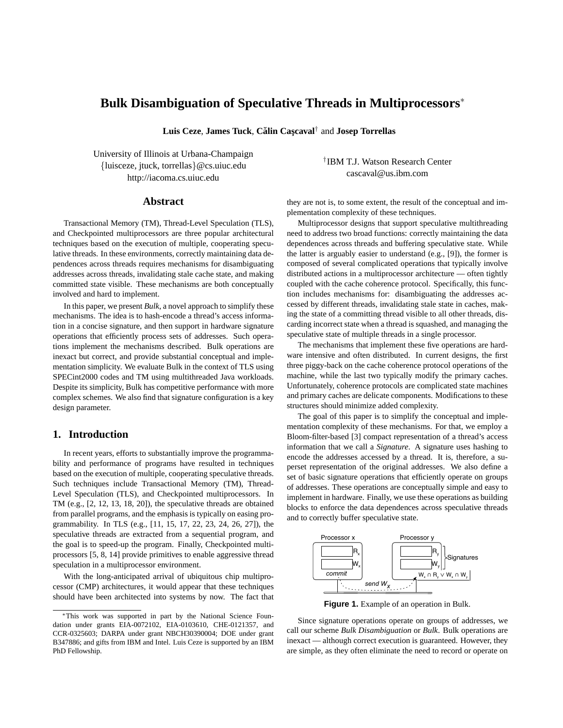# Bulk Disambiguation of Speculative Threads in Multiprocessors*

**Luis Ceze**, **James Tuck**, **Călin Caşcaval**† and **Josep Torrellas**

University of Illinois at Urbana-Champaign
{luisceze, jtuck, torrellas}@cs.uiuc.edu
http://iacoma.cs.uiuc.edu

†IBM T.J. Watson Research Center
cascaval@us.ibm.com

## Abstract

Transactional Memory (TM), Thread-Level Speculation (TLS), and Checkpointed multiprocessors are three popular architectural techniques based on the execution of multiple, cooperating speculative threads. In these environments, correctly maintaining data dependences across threads requires mechanisms for disambiguating addresses across threads, invalidating stale cache state, and making committed state visible. These mechanisms are both conceptually involved and hard to implement.

In this paper, we present *Bulk*, a novel approach to simplify these mechanisms. The idea is to hash-encode a thread's access information in a concise signature, and then support in hardware signature operations that efficiently process sets of addresses. Such operations implement the mechanisms described. Bulk operations are inexact but correct, and provide substantial conceptual and implementation simplicity. We evaluate Bulk in the context of TLS using SPECint2000 codes and TM using multithreaded Java workloads. Despite its simplicity, Bulk has competitive performance with more complex schemes. We also find that signature configuration is a key design parameter.

## 1. Introduction

In recent years, efforts to substantially improve the programmability and performance of programs have resulted in techniques based on the execution of multiple, cooperating speculative threads. Such techniques include Transactional Memory (TM), Thread-Level Speculation (TLS), and Checkpointed multiprocessors. In TM (e.g., [2, 12, 13, 18, 20]), the speculative threads are obtained from parallel programs, and the emphasis is typically on easing programmability. In TLS (e.g., [11, 15, 17, 22, 23, 24, 26, 27]), the speculative threads are extracted from a sequential program, and the goal is to speed-up the program. Finally, Checkpointed multiprocessors [5, 8, 14] provide primitives to enable aggressive thread speculation in a multiprocessor environment.

With the long-anticipated arrival of ubiquitous chip multiprocessor (CMP) architectures, it would appear that these techniques should have been architected into systems by now. The fact that they are not is, to some extent, the result of the conceptual and implementation complexity of these techniques.

Multiprocessor designs that support speculative multithreading need to address two broad functions: correctly maintaining the data dependences across threads and buffering speculative state. While the latter is arguably easier to understand (e.g., [9]), the former is composed of several complicated operations that typically involve distributed actions in a multiprocessor architecture — often tightly coupled with the cache coherence protocol. Specifically, this function includes mechanisms for: disambiguating the addresses accessed by different threads, invalidating stale state in caches, making the state of a committing thread visible to all other threads, discarding incorrect state when a thread is squashed, and managing the speculative state of multiple threads in a single processor.

The mechanisms that implement these five operations are hardware intensive and often distributed. In current designs, the first three piggy-back on the cache coherence protocol operations of the machine, while the last two typically modify the primary caches. Unfortunately, coherence protocols are complicated state machines and primary caches are delicate components. Modifications to these structures should minimize added complexity.

The goal of this paper is to simplify the conceptual and implementation complexity of these mechanisms. For that, we employ a Bloom-filter-based [3] compact representation of a thread's access information that we call a *Signature*. A signature uses hashing to encode the addresses accessed by a thread. It is, therefore, a superset representation of the original addresses. We also define a set of basic signature operations that efficiently operate on groups of addresses. These operations are conceptually simple and easy to implement in hardware. Finally, we use these operations as building blocks to enforce the data dependences across speculative threads and to correctly buffer speculative state.

**Figure 1.** Example of an operation in Bulk.

Since signature operations operate on groups of addresses, we call our scheme *Bulk Disambiguation* or *Bulk*. Bulk operations are inexact — although correct execution is guaranteed. However, they are simple, as they often eliminate the need to record or operate on

*This work was supported in part by the National Science Foundation under grants EIA-0072102, EIA-0103610, CHE-0121357, and CCR-0325603; DARPA under grant NBCH30390004; DOE under grant B347886; and gifts from IBM and Intel. Luis Ceze is supported by an IBM PhD Fellowship.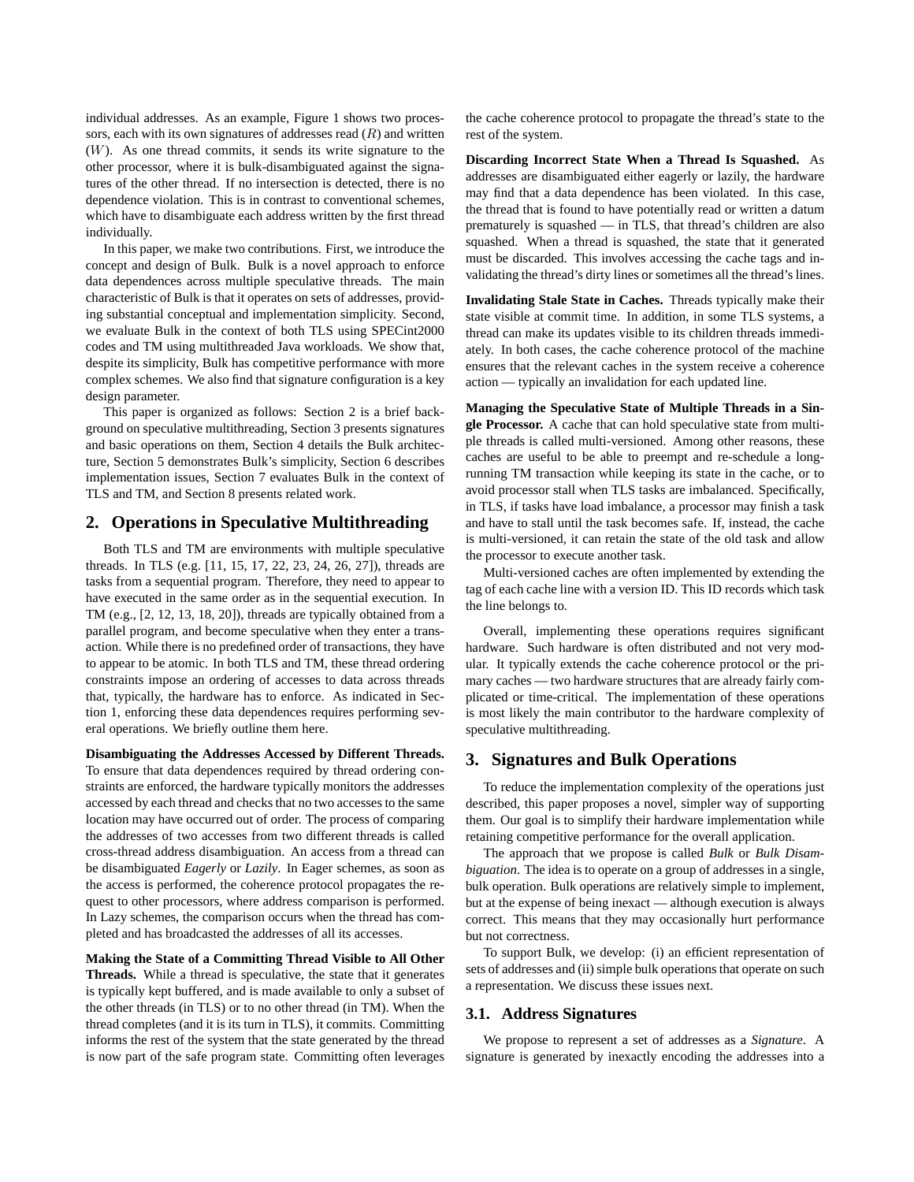individual addresses. As an example, Figure 1 shows two processors, each with its own signatures of addresses read ($R$) and written ($W$). As one thread commits, it sends its write signature to the other processor, where it is bulk-disambiguated against the signatures of the other thread. If no intersection is detected, there is no dependence violation. This is in contrast to conventional schemes, which have to disambiguate each address written by the first thread individually.

In this paper, we make two contributions. First, we introduce the concept and design of Bulk. Bulk is a novel approach to enforce data dependences across multiple speculative threads. The main characteristic of Bulk is that it operates on sets of addresses, providing substantial conceptual and implementation simplicity. Second, we evaluate Bulk in the context of both TLS using SPECint2000 codes and TM using multithreaded Java workloads. We show that, despite its simplicity, Bulk has competitive performance with more complex schemes. We also find that signature configuration is a key design parameter.

This paper is organized as follows: Section 2 is a brief background on speculative multithreading, Section 3 presents signatures and basic operations on them, Section 4 details the Bulk architecture, Section 5 demonstrates Bulk's simplicity, Section 6 describes implementation issues, Section 7 evaluates Bulk in the context of TLS and TM, and Section 8 presents related work.

## 2. Operations in Speculative Multithreading

Both TLS and TM are environments with multiple speculative threads. In TLS (e.g. [11, 15, 17, 22, 23, 24, 26, 27]), threads are tasks from a sequential program. Therefore, they need to appear to have executed in the same order as in the sequential execution. In TM (e.g., [2, 12, 13, 18, 20]), threads are typically obtained from a parallel program, and become speculative when they enter a transaction. While there is no predefined order of transactions, they have to appear to be atomic. In both TLS and TM, these thread ordering constraints impose an ordering of accesses to data across threads that, typically, the hardware has to enforce. As indicated in Section 1, enforcing these data dependences requires performing several operations. We briefly outline them here.

**Disambiguating the Addresses Accessed by Different Threads.** To ensure that data dependences required by thread ordering constraints are enforced, the hardware typically monitors the addresses accessed by each thread and checks that no two accesses to the same location may have occurred out of order. The process of comparing the addresses of two accesses from two different threads is called cross-thread address disambiguation. An access from a thread can be disambiguated *Eagerly* or *Lazily*. In Eager schemes, as soon as the access is performed, the coherence protocol propagates the request to other processors, where address comparison is performed. In Lazy schemes, the comparison occurs when the thread has completed and has broadcasted the addresses of all its accesses.

**Making the State of a Committing Thread Visible to All Other Threads.** While a thread is speculative, the state that it generates is typically kept buffered, and is made available to only a subset of the other threads (in TLS) or to no other thread (in TM). When the thread completes (and it is its turn in TLS), it commits. Committing informs the rest of the system that the state generated by the thread is now part of the safe program state. Committing often leverages the cache coherence protocol to propagate the thread's state to the rest of the system.

**Discarding Incorrect State When a Thread Is Squashed.** As addresses are disambiguated either eagerly or lazily, the hardware may find that a data dependence has been violated. In this case, the thread that is found to have potentially read or written a datum prematurely is squashed — in TLS, that thread's children are also squashed. When a thread is squashed, the state that it generated must be discarded. This involves accessing the cache tags and invalidating the thread's dirty lines or sometimes all the thread's lines.

**Invalidating Stale State in Caches.** Threads typically make their state visible at commit time. In addition, in some TLS systems, a thread can make its updates visible to its children threads immediately. In both cases, the cache coherence protocol of the machine ensures that the relevant caches in the system receive a coherence action — typically an invalidation for each updated line.

**Managing the Speculative State of Multiple Threads in a Single Processor.** A cache that can hold speculative state from multiple threads is called multi-versioned. Among other reasons, these caches are useful to be able to preempt and re-schedule a long-running TM transaction while keeping its state in the cache, or to avoid processor stall when TLS tasks are imbalanced. Specifically, in TLS, if tasks have load imbalance, a processor may finish a task and have to stall until the task becomes safe. If, instead, the cache is multi-versioned, it can retain the state of the old task and allow the processor to execute another task.

Multi-versioned caches are often implemented by extending the tag of each cache line with a version ID. This ID records which task the line belongs to.

Overall, implementing these operations requires significant hardware. Such hardware is often distributed and not very modular. It typically extends the cache coherence protocol or the primary caches — two hardware structures that are already fairly complicated or time-critical. The implementation of these operations is most likely the main contributor to the hardware complexity of speculative multithreading.

## 3. Signatures and Bulk Operations

To reduce the implementation complexity of the operations just described, this paper proposes a novel, simpler way of supporting them. Our goal is to simplify their hardware implementation while retaining competitive performance for the overall application.

The approach that we propose is called *Bulk* or *Bulk Disambiguation*. The idea is to operate on a group of addresses in a single, bulk operation. Bulk operations are relatively simple to implement, but at the expense of being inexact — although execution is always correct. This means that they may occasionally hurt performance but not correctness.

To support Bulk, we develop: (i) an efficient representation of sets of addresses and (ii) simple bulk operations that operate on such a representation. We discuss these issues next.

### 3.1. Address Signatures

We propose to represent a set of addresses as a *Signature*. A signature is generated by inexactly encoding the addresses into a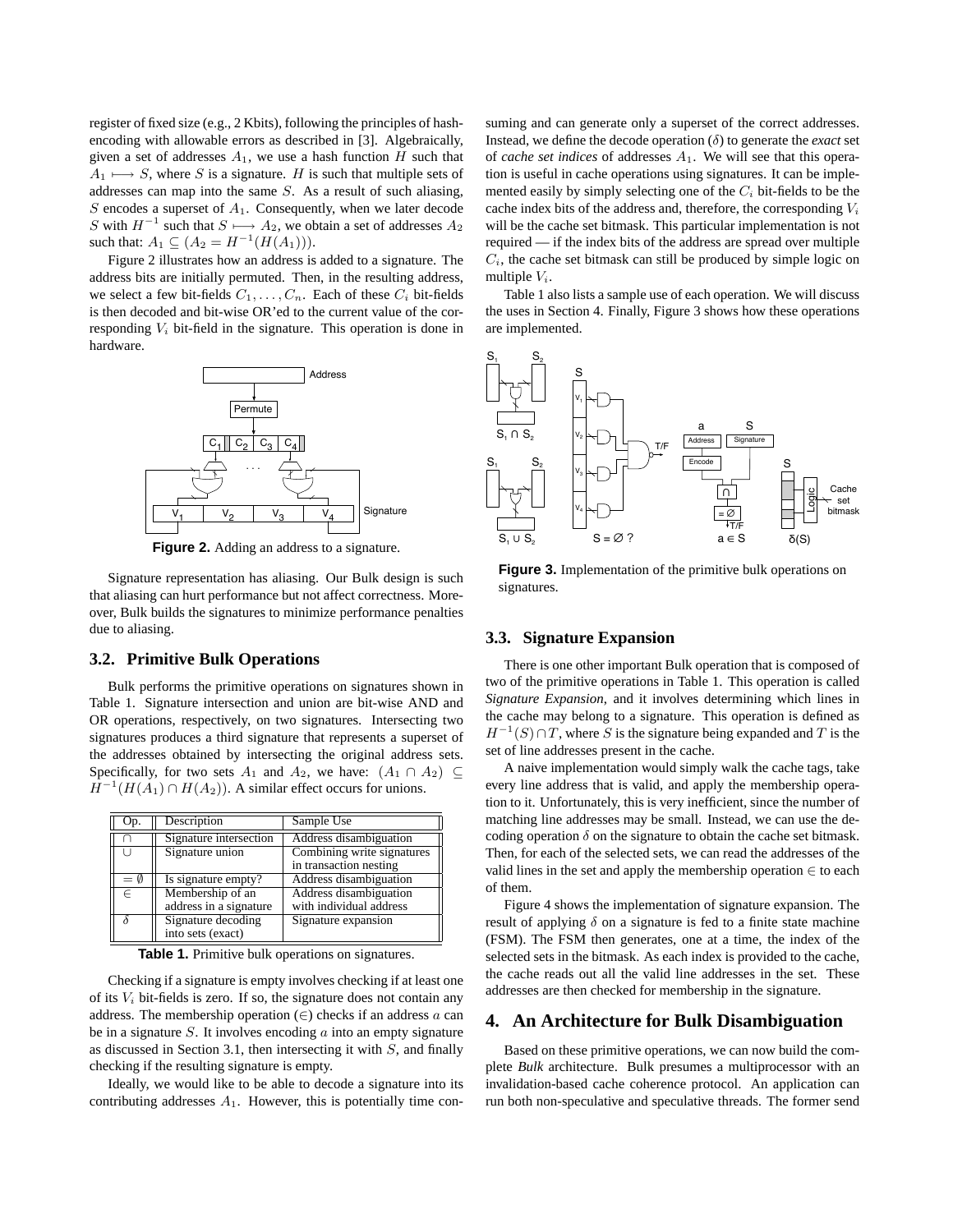register of fixed size (e.g., 2 Kbits), following the principles of hash-encoding with allowable errors as described in [3]. Algebraically, given a set of addresses $A_1$, we use a hash function $H$ such that $A_1 \longmapsto S$, where $S$ is a signature. $H$ is such that multiple sets of addresses can map into the same $S$. As a result of such aliasing, $S$ encodes a superset of $A_1$. Consequently, when we later decode $S$ with $H^{-1}$ such that $S \longmapsto A_2$, we obtain a set of addresses $A_2$ such that: $A_1 \subseteq (A_2 = H^{-1}(H(A_1)))$.

Figure 2 illustrates how an address is added to a signature. The address bits are initially permuted. Then, in the resulting address, we select a few bit-fields $C_1, \ldots, C_n$. Each of these $C_i$ bit-fields is then decoded and bit-wise OR'ed to the current value of the corresponding $V_i$ bit-field in the signature. This operation is done in hardware.

**Figure 2.** Adding an address to a signature.

Signature representation has aliasing. Our Bulk design is such that aliasing can hurt performance but not affect correctness. Moreover, Bulk builds the signatures to minimize performance penalties due to aliasing.

### 3.2. Primitive Bulk Operations

Bulk performs the primitive operations on signatures shown in Table 1. Signature intersection and union are bit-wise AND and OR operations, respectively, on two signatures. Intersecting two signatures produces a third signature that represents a superset of the addresses obtained by intersecting the original address sets. Specifically, for two sets $A_1$ and $A_2$, we have: $(A_1 \cap A_2) \subseteq H^{-1}(H(A_1) \cap H(A_2))$. A similar effect occurs for unions.

| Op. | Description | Sample Use |
|---|---|---|
| $\cap$ | Signature intersection | Address disambiguation |
| $\cup$ | Signature union | Combining write signatures in transaction nesting |
| $=\emptyset$ | Is signature empty? | Address disambiguation |
| $\in$ | Membership of an address in a signature | Address disambiguation with individual address |
| $\delta$ | Signature decoding into sets (exact) | Signature expansion |

**Table 1.** Primitive bulk operations on signatures.

Checking if a signature is empty involves checking if at least one of its $V_i$ bit-fields is zero. If so, the signature does not contain any address. The membership operation ($\in$) checks if an address $a$ can be in a signature $S$. It involves encoding $a$ into an empty signature as discussed in Section 3.1, then intersecting it with $S$, and finally checking if the resulting signature is empty.

Ideally, we would like to be able to decode a signature into its contributing addresses $A_1$. However, this is potentially time consuming and can generate only a superset of the correct addresses. Instead, we define the decode operation ($\delta$) to generate the *exact* set of *cache set indices* of addresses $A_1$. We will see that this operation is useful in cache operations using signatures. It can be implemented easily by simply selecting one of the $C_i$ bit-fields to be the cache index bits of the address and, therefore, the corresponding $V_i$ will be the cache set bitmask. This particular implementation is not required — if the index bits of the address are spread over multiple $C_i$, the cache set bitmask can still be produced by simple logic on multiple $V_i$.

Table 1 also lists a sample use of each operation. We will discuss the uses in Section 4. Finally, Figure 3 shows how these operations are implemented.

**Figure 3.** Implementation of the primitive bulk operations on signatures.

### 3.3. Signature Expansion

There is one other important Bulk operation that is composed of two of the primitive operations in Table 1. This operation is called *Signature Expansion,* and it involves determining which lines in the cache may belong to a signature. This operation is defined as $H^{-1}(S) \cap T$, where $S$ is the signature being expanded and $T$ is the set of line addresses present in the cache.

A naive implementation would simply walk the cache tags, take every line address that is valid, and apply the membership operation to it. Unfortunately, this is very inefficient, since the number of matching line addresses may be small. Instead, we can use the decoding operation $\delta$ on the signature to obtain the cache set bitmask. Then, for each of the selected sets, we can read the addresses of the valid lines in the set and apply the membership operation $\in$ to each of them.

Figure 4 shows the implementation of signature expansion. The result of applying $\delta$ on a signature is fed to a finite state machine (FSM). The FSM then generates, one at a time, the index of the selected sets in the bitmask. As each index is provided to the cache, the cache reads out all the valid line addresses in the set. These addresses are then checked for membership in the signature.

## 4. An Architecture for Bulk Disambiguation

Based on these primitive operations, we can now build the complete *Bulk* architecture. Bulk presumes a multiprocessor with an invalidation-based cache coherence protocol. An application can run both non-speculative and speculative threads. The former send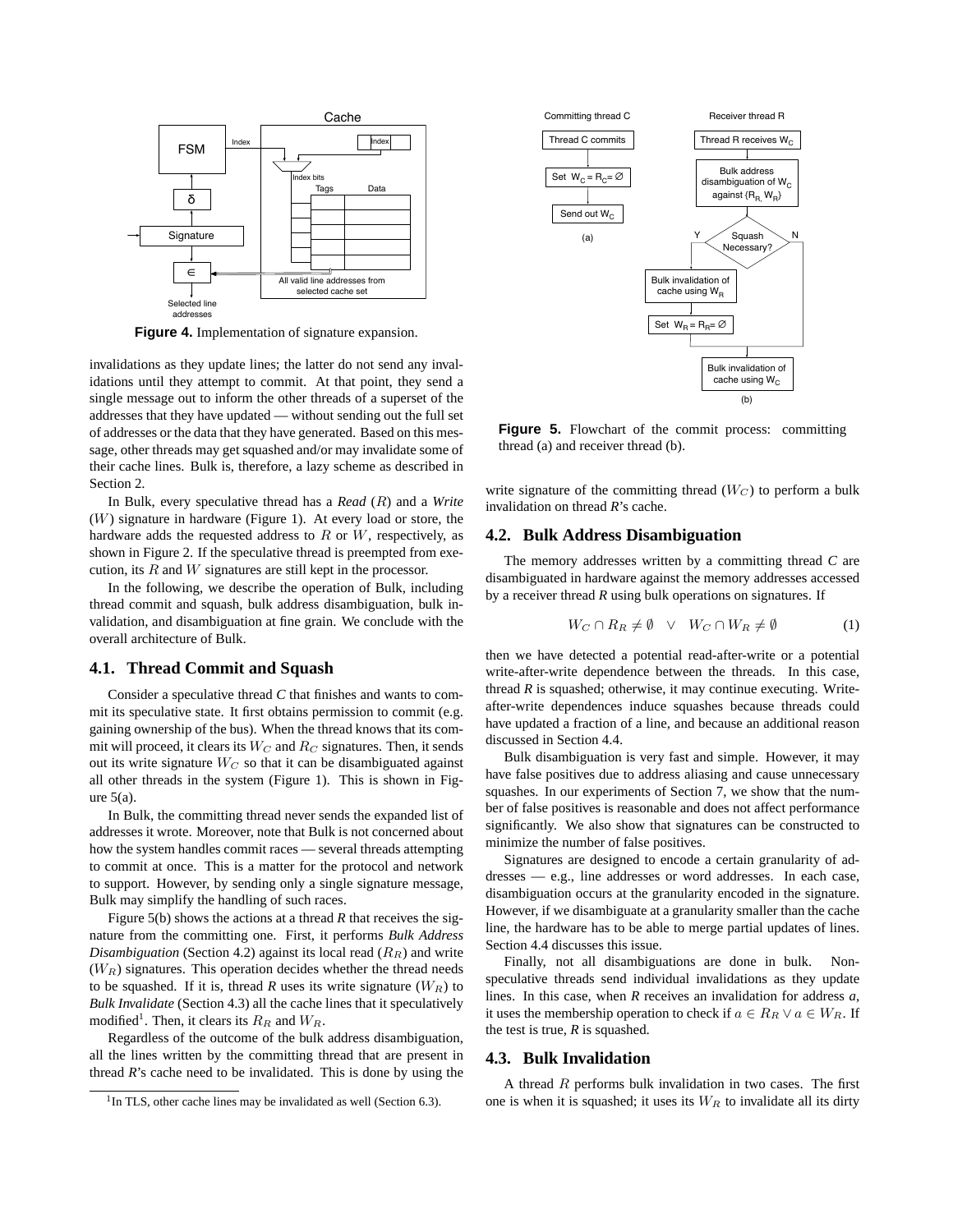**Figure 4.** Implementation of signature expansion.

invalidations as they update lines; the latter do not send any invalidations until they attempt to commit. At that point, they send a single message out to inform the other threads of a superset of the addresses that they have updated — without sending out the full set of addresses or the data that they have generated. Based on this message, other threads may get squashed and/or may invalidate some of their cache lines. Bulk is, therefore, a lazy scheme as described in Section 2.

In Bulk, every speculative thread has a *Read* ($R$) and a *Write* ($W$) signature in hardware (Figure 1). At every load or store, the hardware adds the requested address to $R$ or $W$, respectively, as shown in Figure 2. If the speculative thread is preempted from execution, its $R$ and $W$ signatures are still kept in the processor.

In the following, we describe the operation of Bulk, including thread commit and squash, bulk address disambiguation, bulk invalidation, and disambiguation at fine grain. We conclude with the overall architecture of Bulk.

## 4.1. Thread Commit and Squash

Consider a speculative thread *C* that finishes and wants to commit its speculative state. It first obtains permission to commit (e.g. gaining ownership of the bus). When the thread knows that its commit will proceed, it clears its $W_C$ and $R_C$ signatures. Then, it sends out its write signature $W_C$ so that it can be disambiguated against all other threads in the system (Figure 1). This is shown in Figure 5(a).

In Bulk, the committing thread never sends the expanded list of addresses it wrote. Moreover, note that Bulk is not concerned about how the system handles commit races — several threads attempting to commit at once. This is a matter for the protocol and network to support. However, by sending only a single signature message, Bulk may simplify the handling of such races.

Figure 5(b) shows the actions at a thread *R* that receives the signature from the committing one. First, it performs *Bulk Address Disambiguation* (Section 4.2) against its local read ($R_R$) and write ($W_R$) signatures. This operation decides whether the thread needs to be squashed. If it is, thread *R* uses its write signature ($W_R$) to *Bulk Invalidate* (Section 4.3) all the cache lines that it speculatively modified[1]. Then, it clears its $R_R$ and $W_R$.

Regardless of the outcome of the bulk address disambiguation, all the lines written by the committing thread that are present in thread *R*'s cache need to be invalidated. This is done by using the write signature of the committing thread ($W_C$) to perform a bulk invalidation on thread *R*'s cache.

[1]In TLS, other cache lines may be invalidated as well (Section 6.3).

**Figure 5.** Flowchart of the commit process: committing thread (a) and receiver thread (b).

## 4.2. Bulk Address Disambiguation

The memory addresses written by a committing thread *C* are disambiguated in hardware against the memory addresses accessed by a receiver thread *R* using bulk operations on signatures. If

$$W_C \cap R_R \neq \emptyset \quad \vee \quad W_C \cap W_R \neq \emptyset \tag{1}$$

then we have detected a potential read-after-write or a potential write-after-write dependence between the threads. In this case, thread *R* is squashed; otherwise, it may continue executing. Write-after-write dependences induce squashes because threads could have updated a fraction of a line, and because an additional reason discussed in Section 4.4.

Bulk disambiguation is very fast and simple. However, it may have false positives due to address aliasing and cause unnecessary squashes. In our experiments of Section 7, we show that the number of false positives is reasonable and does not affect performance significantly. We also show that signatures can be constructed to minimize the number of false positives.

Signatures are designed to encode a certain granularity of addresses — e.g., line addresses or word addresses. In each case, disambiguation occurs at the granularity encoded in the signature. However, if we disambiguate at a granularity smaller than the cache line, the hardware has to be able to merge partial updates of lines. Section 4.4 discusses this issue.

Finally, not all disambiguations are done in bulk. Non-speculative threads send individual invalidations as they update lines. In this case, when *R* receives an invalidation for address *a*, it uses the membership operation to check if $a \in R_R \vee a \in W_R$. If the test is true, *R* is squashed.

## 4.3. Bulk Invalidation

A thread $R$ performs bulk invalidation in two cases. The first one is when it is squashed; it uses its $W_R$ to invalidate all its dirty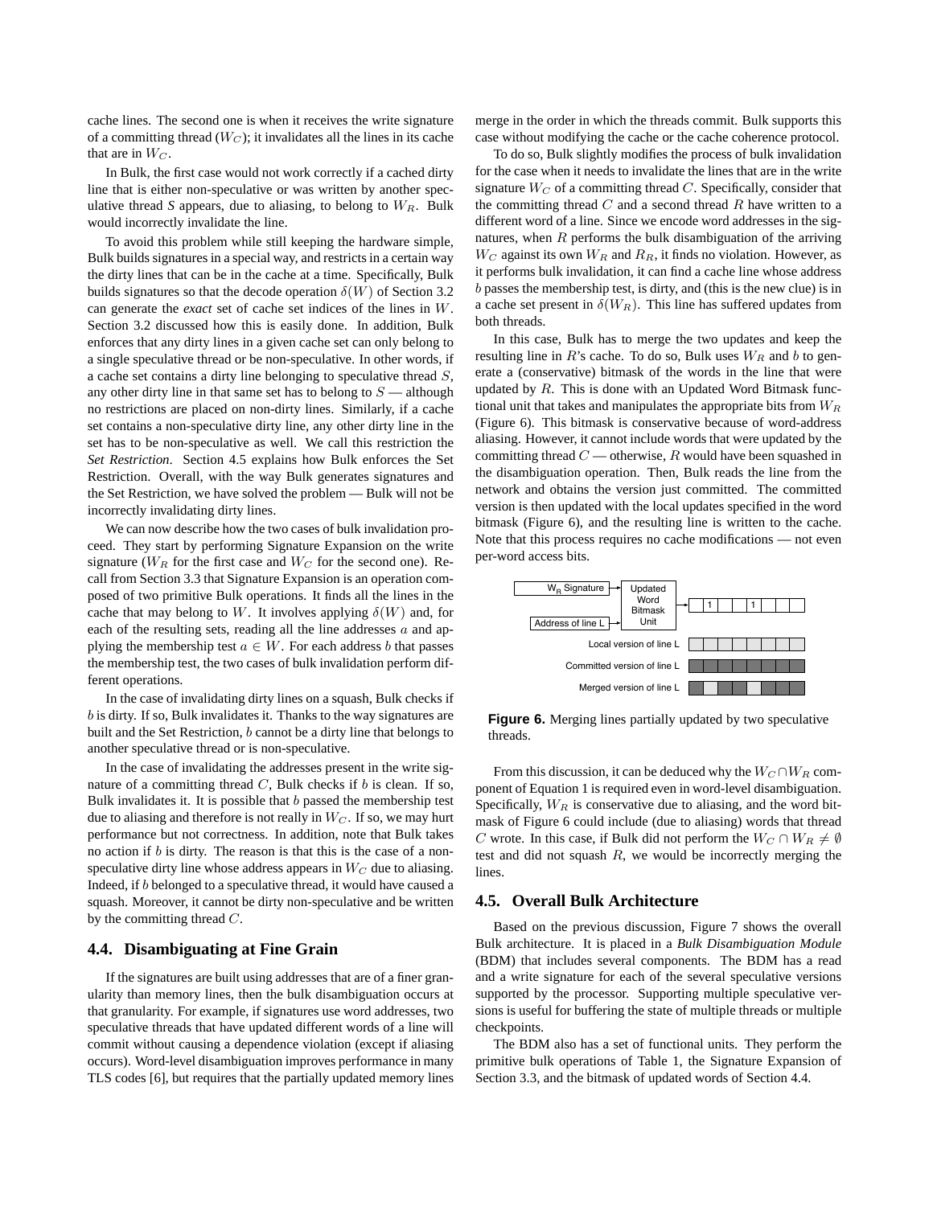cache lines. The second one is when it receives the write signature of a committing thread ($W_C$); it invalidates all the lines in its cache that are in $W_C$.

In Bulk, the first case would not work correctly if a cached dirty line that is either non-speculative or was written by another speculative thread *S* appears, due to aliasing, to belong to $W_R$. Bulk would incorrectly invalidate the line.

To avoid this problem while still keeping the hardware simple, Bulk builds signatures in a special way, and restricts in a certain way the dirty lines that can be in the cache at a time. Specifically, Bulk builds signatures so that the decode operation $\delta(W)$ of Section 3.2 can generate the *exact* set of cache set indices of the lines in $W$. Section 3.2 discussed how this is easily done. In addition, Bulk enforces that any dirty lines in a given cache set can only belong to a single speculative thread or be non-speculative. In other words, if a cache set contains a dirty line belonging to speculative thread $S$, any other dirty line in that same set has to belong to $S$ — although no restrictions are placed on non-dirty lines. Similarly, if a cache set contains a non-speculative dirty line, any other dirty line in the set has to be non-speculative as well. We call this restriction the *Set Restriction*. Section 4.5 explains how Bulk enforces the Set Restriction. Overall, with the way Bulk generates signatures and the Set Restriction, we have solved the problem — Bulk will not be incorrectly invalidating dirty lines.

We can now describe how the two cases of bulk invalidation proceed. They start by performing Signature Expansion on the write signature ($W_R$ for the first case and $W_C$ for the second one). Recall from Section 3.3 that Signature Expansion is an operation composed of two primitive Bulk operations. It finds all the lines in the cache that may belong to $W$. It involves applying $\delta(W)$ and, for each of the resulting sets, reading all the line addresses $a$ and applying the membership test $a \in W$. For each address $b$ that passes the membership test, the two cases of bulk invalidation perform different operations.

In the case of invalidating dirty lines on a squash, Bulk checks if $b$ is dirty. If so, Bulk invalidates it. Thanks to the way signatures are built and the Set Restriction, $b$ cannot be a dirty line that belongs to another speculative thread or is non-speculative.

In the case of invalidating the addresses present in the write signature of a committing thread $C$, Bulk checks if $b$ is clean. If so, Bulk invalidates it. It is possible that $b$ passed the membership test due to aliasing and therefore is not really in $W_C$. If so, we may hurt performance but not correctness. In addition, note that Bulk takes no action if $b$ is dirty. The reason is that this is the case of a non-speculative dirty line whose address appears in $W_C$ due to aliasing. Indeed, if $b$ belonged to a speculative thread, it would have caused a squash. Moreover, it cannot be dirty non-speculative and be written by the committing thread $C$.

## 4.4. Disambiguating at Fine Grain

If the signatures are built using addresses that are of a finer granularity than memory lines, then the bulk disambiguation occurs at that granularity. For example, if signatures use word addresses, two speculative threads that have updated different words of a line will commit without causing a dependence violation (except if aliasing occurs). Word-level disambiguation improves performance in many TLS codes [6], but requires that the partially updated memory lines merge in the order in which the threads commit. Bulk supports this case without modifying the cache or the cache coherence protocol.

To do so, Bulk slightly modifies the process of bulk invalidation for the case when it needs to invalidate the lines that are in the write signature $W_C$ of a committing thread $C$. Specifically, consider that the committing thread $C$ and a second thread $R$ have written to a different word of a line. Since we encode word addresses in the signatures, when $R$ performs the bulk disambiguation of the arriving $W_C$ against its own $W_R$ and $R_R$, it finds no violation. However, as it performs bulk invalidation, it can find a cache line whose address $b$ passes the membership test, is dirty, and (this is the new clue) is in a cache set present in $\delta(W_R)$. This line has suffered updates from both threads.

In this case, Bulk has to merge the two updates and keep the resulting line in $R$'s cache. To do so, Bulk uses $W_R$ and $b$ to generate a (conservative) bitmask of the words in the line that were updated by $R$. This is done with an Updated Word Bitmask functional unit that takes and manipulates the appropriate bits from $W_R$ (Figure 6). This bitmask is conservative because of word-address aliasing. However, it cannot include words that were updated by the committing thread $C$ — otherwise, $R$ would have been squashed in the disambiguation operation. Then, Bulk reads the line from the network and obtains the version just committed. The committed version is then updated with the local updates specified in the word bitmask (Figure 6), and the resulting line is written to the cache. Note that this process requires no cache modifications — not even per-word access bits.

$W_R$ Signature
Address of line L
Updated Word Bitmask Unit
1 1
Local version of line L
Committed version of line L
Merged version of line L

**Figure 6.** Merging lines partially updated by two speculative threads.

From this discussion, it can be deduced why the $W_C \cap W_R$ component of Equation 1 is required even in word-level disambiguation. Specifically, $W_R$ is conservative due to aliasing, and the word bitmask of Figure 6 could include (due to aliasing) words that thread $C$ wrote. In this case, if Bulk did not perform the $W_C \cap W_R \neq \emptyset$ test and did not squash $R$, we would be incorrectly merging the lines.

## 4.5. Overall Bulk Architecture

Based on the previous discussion, Figure 7 shows the overall Bulk architecture. It is placed in a *Bulk Disambiguation Module* (BDM) that includes several components. The BDM has a read and a write signature for each of the several speculative versions supported by the processor. Supporting multiple speculative versions is useful for buffering the state of multiple threads or multiple checkpoints.

The BDM also has a set of functional units. They perform the primitive bulk operations of Table 1, the Signature Expansion of Section 3.3, and the bitmask of updated words of Section 4.4.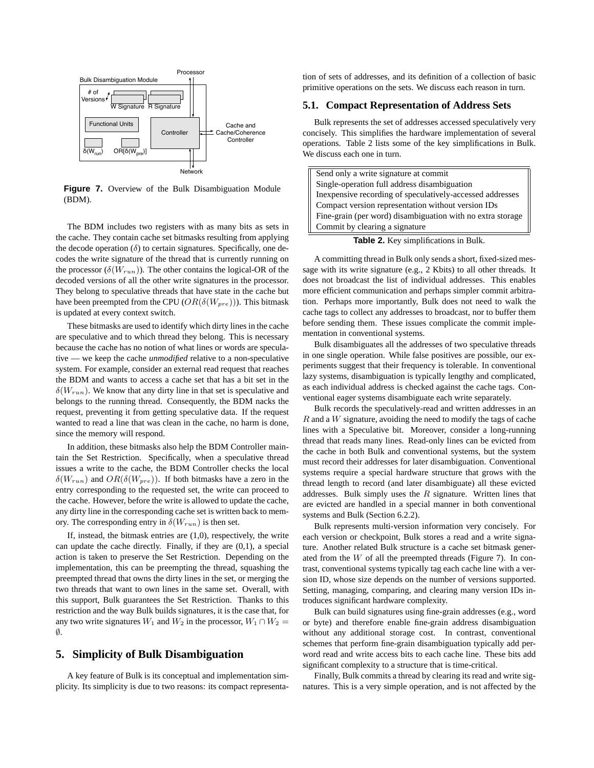Bulk Disambiguation Module

Processor

\# of Versions

W Signature R Signature

Functional Units

Controller

Cache and Cache/Coherence Controller

$\delta(W_{run})$ $OR[\delta(W_{pre})]$

Network

**Figure 7.** Overview of the Bulk Disambiguation Module (BDM).

The BDM includes two registers with as many bits as sets in the cache. They contain cache set bitmasks resulting from applying the decode operation ($\delta$) to certain signatures. Specifically, one decodes the write signature of the thread that is currently running on the processor ($\delta(W_{run})$). The other contains the logical-OR of the decoded versions of all the other write signatures in the processor. They belong to speculative threads that have state in the cache but have been preempted from the CPU ($OR(\delta(W_{pre}))$). This bitmask is updated at every context switch.

These bitmasks are used to identify which dirty lines in the cache are speculative and to which thread they belong. This is necessary because the cache has no notion of what lines or words are speculative — we keep the cache *unmodified* relative to a non-speculative system. For example, consider an external read request that reaches the BDM and wants to access a cache set that has a bit set in the $\delta(W_{run})$. We know that any dirty line in that set is speculative and belongs to the running thread. Consequently, the BDM nacks the request, preventing it from getting speculative data. If the request wanted to read a line that was clean in the cache, no harm is done, since the memory will respond.

In addition, these bitmasks also help the BDM Controller maintain the Set Restriction. Specifically, when a speculative thread issues a write to the cache, the BDM Controller checks the local $\delta(W_{run})$ and $OR(\delta(W_{pre}))$. If both bitmasks have a zero in the entry corresponding to the requested set, the write can proceed to the cache. However, before the write is allowed to update the cache, any dirty line in the corresponding cache set is written back to memory. The corresponding entry in $\delta(W_{run})$ is then set.

If, instead, the bitmask entries are (1,0), respectively, the write can update the cache directly. Finally, if they are (0,1), a special action is taken to preserve the Set Restriction. Depending on the implementation, this can be preempting the thread, squashing the preempted thread that owns the dirty lines in the set, or merging the two threads that want to own lines in the same set. Overall, with this support, Bulk guarantees the Set Restriction. Thanks to this restriction and the way Bulk builds signatures, it is the case that, for any two write signatures $W_1$ and $W_2$ in the processor, $W_1 \cap W_2 = \emptyset$.

## 5. Simplicity of Bulk Disambiguation

A key feature of Bulk is its conceptual and implementation simplicity. Its simplicity is due to two reasons: its compact representation of sets of addresses, and its definition of a collection of basic primitive operations on the sets. We discuss each reason in turn.

### 5.1. Compact Representation of Address Sets

Bulk represents the set of addresses accessed speculatively very concisely. This simplifies the hardware implementation of several operations. Table 2 lists some of the key simplifications in Bulk. We discuss each one in turn.

| |
|---|
| Send only a write signature at commit |
| Single-operation full address disambiguation |
| Inexpensive recording of speculatively-accessed addresses |
| Compact version representation without version IDs |
| Fine-grain (per word) disambiguation with no extra storage |
| Commit by clearing a signature |

**Table 2.** Key simplifications in Bulk.

A committing thread in Bulk only sends a short, fixed-sized message with its write signature (e.g., 2 Kbits) to all other threads. It does not broadcast the list of individual addresses. This enables more efficient communication and perhaps simpler commit arbitration. Perhaps more importantly, Bulk does not need to walk the cache tags to collect any addresses to broadcast, nor to buffer them before sending them. These issues complicate the commit implementation in conventional systems.

Bulk disambiguates all the addresses of two speculative threads in one single operation. While false positives are possible, our experiments suggest that their frequency is tolerable. In conventional lazy systems, disambiguation is typically lengthy and complicated, as each individual address is checked against the cache tags. Conventional eager systems disambiguate each write separately.

Bulk records the speculatively-read and written addresses in an $R$ and a $W$ signature, avoiding the need to modify the tags of cache lines with a Speculative bit. Moreover, consider a long-running thread that reads many lines. Read-only lines can be evicted from the cache in both Bulk and conventional systems, but the system must record their addresses for later disambiguation. Conventional systems require a special hardware structure that grows with the thread length to record (and later disambiguate) all these evicted addresses. Bulk simply uses the $R$ signature. Written lines that are evicted are handled in a special manner in both conventional systems and Bulk (Section 6.2.2).

Bulk represents multi-version information very concisely. For each version or checkpoint, Bulk stores a read and a write signature. Another related Bulk structure is a cache set bitmask generated from the $W$ of all the preempted threads (Figure 7). In contrast, conventional systems typically tag each cache line with a version ID, whose size depends on the number of versions supported. Setting, managing, comparing, and clearing many version IDs introduces significant hardware complexity.

Bulk can build signatures using fine-grain addresses (e.g., word or byte) and therefore enable fine-grain address disambiguation without any additional storage cost. In contrast, conventional schemes that perform fine-grain disambiguation typically add per-word read and write access bits to each cache line. These bits add significant complexity to a structure that is time-critical.

Finally, Bulk commits a thread by clearing its read and write signatures. This is a very simple operation, and is not affected by the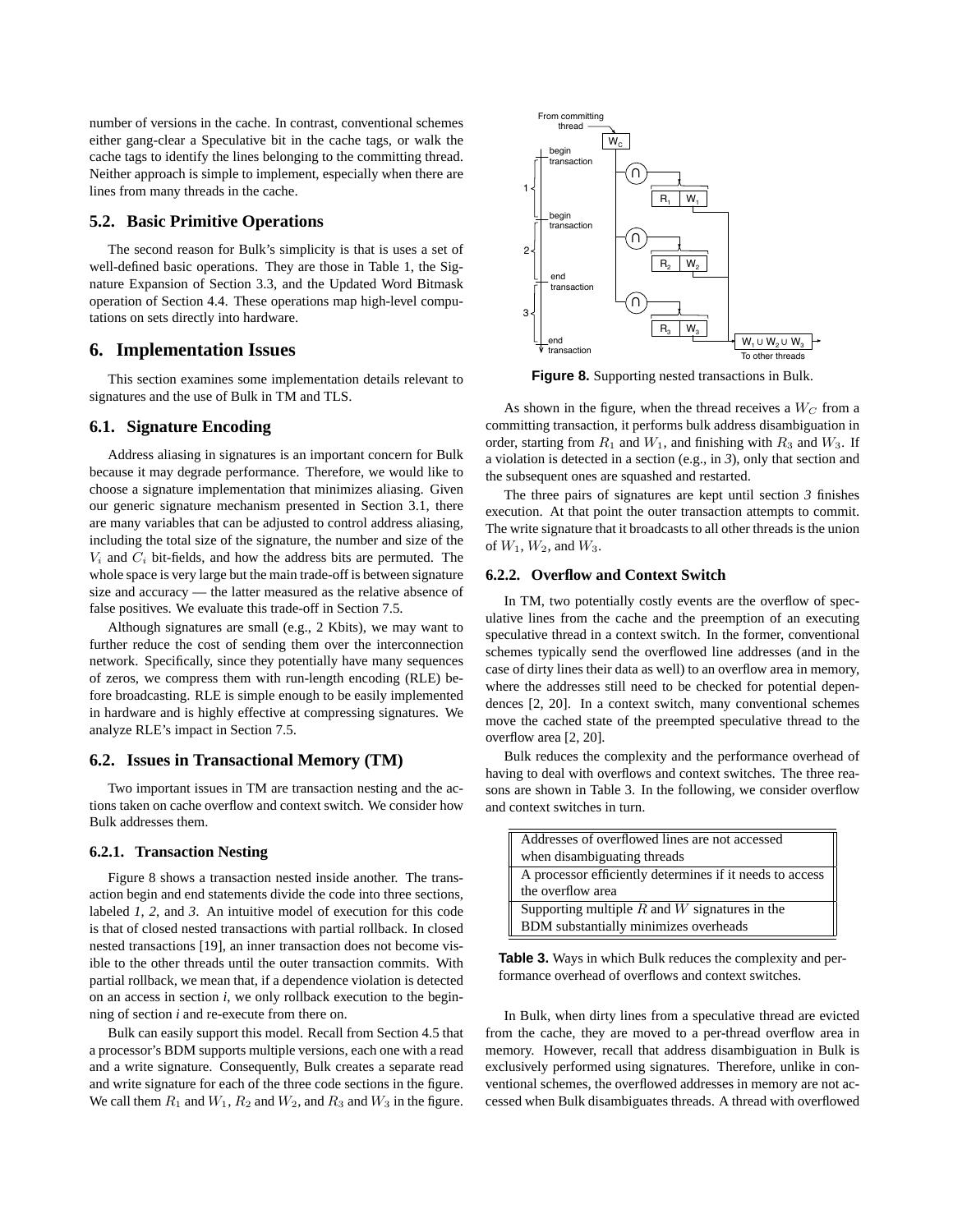number of versions in the cache. In contrast, conventional schemes either gang-clear a Speculative bit in the cache tags, or walk the cache tags to identify the lines belonging to the committing thread. Neither approach is simple to implement, especially when there are lines from many threads in the cache.

### 5.2. Basic Primitive Operations

The second reason for Bulk's simplicity is that is uses a set of well-defined basic operations. They are those in Table 1, the Signature Expansion of Section 3.3, and the Updated Word Bitmask operation of Section 4.4. These operations map high-level computations on sets directly into hardware.

## 6. Implementation Issues

This section examines some implementation details relevant to signatures and the use of Bulk in TM and TLS.

### 6.1. Signature Encoding

Address aliasing in signatures is an important concern for Bulk because it may degrade performance. Therefore, we would like to choose a signature implementation that minimizes aliasing. Given our generic signature mechanism presented in Section 3.1, there are many variables that can be adjusted to control address aliasing, including the total size of the signature, the number and size of the $V_i$ and $C_i$ bit-fields, and how the address bits are permuted. The whole space is very large but the main trade-off is between signature size and accuracy — the latter measured as the relative absence of false positives. We evaluate this trade-off in Section 7.5.

Although signatures are small (e.g., 2 Kbits), we may want to further reduce the cost of sending them over the interconnection network. Specifically, since they potentially have many sequences of zeros, we compress them with run-length encoding (RLE) before broadcasting. RLE is simple enough to be easily implemented in hardware and is highly effective at compressing signatures. We analyze RLE's impact in Section 7.5.

### 6.2. Issues in Transactional Memory (TM)

Two important issues in TM are transaction nesting and the actions taken on cache overflow and context switch. We consider how Bulk addresses them.

#### 6.2.1. Transaction Nesting

Figure 8 shows a transaction nested inside another. The transaction begin and end statements divide the code into three sections, labeled *1*, *2*, and *3*. An intuitive model of execution for this code is that of closed nested transactions with partial rollback. In closed nested transactions [19], an inner transaction does not become visible to the other threads until the outer transaction commits. With partial rollback, we mean that, if a dependence violation is detected on an access in section *i*, we only rollback execution to the beginning of section *i* and re-execute from there on.

Bulk can easily support this model. Recall from Section 4.5 that a processor's BDM supports multiple versions, each one with a read and a write signature. Consequently, Bulk creates a separate read and write signature for each of the three code sections in the figure. We call them $R_1$ and $W_1$, $R_2$ and $W_2$, and $R_3$ and $W_3$ in the figure.

**Figure 8.** Supporting nested transactions in Bulk.

As shown in the figure, when the thread receives a $W_C$ from a committing transaction, it performs bulk address disambiguation in order, starting from $R_1$ and $W_1$, and finishing with $R_3$ and $W_3$. If a violation is detected in a section (e.g., in *3*), only that section and the subsequent ones are squashed and restarted.

The three pairs of signatures are kept until section *3* finishes execution. At that point the outer transaction attempts to commit. The write signature that it broadcasts to all other threads is the union of $W_1$, $W_2$, and $W_3$.

#### 6.2.2. Overflow and Context Switch

In TM, two potentially costly events are the overflow of speculative lines from the cache and the preemption of an executing speculative thread in a context switch. In the former, conventional schemes typically send the overflowed line addresses (and in the case of dirty lines their data as well) to an overflow area in memory, where the addresses still need to be checked for potential dependences [2, 20]. In a context switch, many conventional schemes move the cached state of the preempted speculative thread to the overflow area [2, 20].

Bulk reduces the complexity and the performance overhead of having to deal with overflows and context switches. The three reasons are shown in Table 3. In the following, we consider overflow and context switches in turn.

| |
|---|
| Addresses of overflowed lines are not accessed when disambiguating threads |
| A processor efficiently determines if it needs to access the overflow area |
| Supporting multiple $R$ and $W$ signatures in the BDM substantially minimizes overheads |

**Table 3.** Ways in which Bulk reduces the complexity and performance overhead of overflows and context switches.

In Bulk, when dirty lines from a speculative thread are evicted from the cache, they are moved to a per-thread overflow area in memory. However, recall that address disambiguation in Bulk is exclusively performed using signatures. Therefore, unlike in conventional schemes, the overflowed addresses in memory are not accessed when Bulk disambiguates threads. A thread with overflowed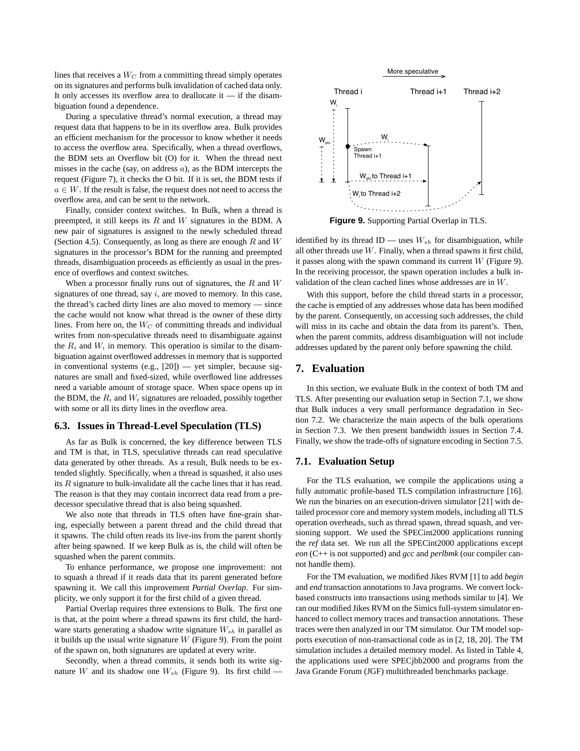lines that receives a $W_C$ from a committing thread simply operates on its signatures and performs bulk invalidation of cached data only. It only accesses its overflow area to deallocate it — if the disambiguation found a dependence.

During a speculative thread's normal execution, a thread may request data that happens to be in its overflow area. Bulk provides an efficient mechanism for the processor to know whether it needs to access the overflow area. Specifically, when a thread overflows, the BDM sets an Overflow bit (O) for it. When the thread next misses in the cache (say, on address $a$), as the BDM intercepts the request (Figure 7), it checks the O bit. If it is set, the BDM tests if $a \in W$. If the result is false, the request does not need to access the overflow area, and can be sent to the network.

Finally, consider context switches. In Bulk, when a thread is preempted, it still keeps its $R$ and $W$ signatures in the BDM. A new pair of signatures is assigned to the newly scheduled thread (Section 4.5). Consequently, as long as there are enough $R$ and $W$ signatures in the processor's BDM for the running and preempted threads, disambiguation proceeds as efficiently as usual in the presence of overflows and context switches.

When a processor finally runs out of signatures, the $R$ and $W$ signatures of one thread, say $i$, are moved to memory. In this case, the thread's cached dirty lines are also moved to memory — since the cache would not know what thread is the owner of these dirty lines. From here on, the $W_C$ of committing threads and individual writes from non-speculative threads need to disambiguate against the $R_i$ and $W_i$ in memory. This operation is similar to the disambiguation against overflowed addresses in memory that is supported in conventional systems (e.g., [20]) — yet simpler, because signatures are small and fixed-sized, while overflowed line addresses need a variable amount of storage space. When space opens up in the BDM, the $R_i$ and $W_i$ signatures are reloaded, possibly together with some or all its dirty lines in the overflow area.

### 6.3. Issues in Thread-Level Speculation (TLS)

As far as Bulk is concerned, the key difference between TLS and TM is that, in TLS, speculative threads can read speculative data generated by other threads. As a result, Bulk needs to be extended slightly. Specifically, when a thread is squashed, it also uses its $R$ signature to bulk-invalidate all the cache lines that it has read. The reason is that they may contain incorrect data read from a predecessor speculative thread that is also being squashed.

We also note that threads in TLS often have fine-grain sharing, especially between a parent thread and the child thread that it spawns. The child often reads its live-ins from the parent shortly after being spawned. If we keep Bulk as is, the child will often be squashed when the parent commits.

To enhance performance, we propose one improvement: not to squash a thread if it reads data that its parent generated before spawning it. We call this improvement *Partial Overlap*. For simplicity, we only support it for the first child of a given thread.

Partial Overlap requires three extensions to Bulk. The first one is that, at the point where a thread spawns its first child, the hardware starts generating a shadow write signature $W_{sh}$ in parallel as it builds up the usual write signature $W$ (Figure 9). From the point of the spawn on, both signatures are updated at every write.

Secondly, when a thread commits, it sends both its write signature $W$ and its shadow one $W_{sh}$ (Figure 9). Its first child — identified by its thread ID — uses $W_{sh}$ for disambiguation, while all other threads use $W$. Finally, when a thread spawns it first child, it passes along with the spawn command its current $W$ (Figure 9). In the receiving processor, the spawn operation includes a bulk invalidation of the clean cached lines whose addresses are in $W$.

More speculative
Thread i
Thread i+1
Thread i+2
$W_i$
$W_{shi}$
$W_i$
Spawn Thread i+1
$W_{shi}$ to Thread i+1
$W_i$ to Thread i+2

**Figure 9.** Supporting Partial Overlap in TLS.

With this support, before the child thread starts in a processor, the cache is emptied of any addresses whose data has been modified by the parent. Consequently, on accessing such addresses, the child will miss in its cache and obtain the data from its parent's. Then, when the parent commits, address disambiguation will not include addresses updated by the parent only before spawning the child.

## 7. Evaluation

In this section, we evaluate Bulk in the context of both TM and TLS. After presenting our evaluation setup in Section 7.1, we show that Bulk induces a very small performance degradation in Section 7.2. We characterize the main aspects of the bulk operations in Section 7.3. We then present bandwidth issues in Section 7.4. Finally, we show the trade-offs of signature encoding in Section 7.5.

### 7.1. Evaluation Setup

For the TLS evaluation, we compile the applications using a fully automatic profile-based TLS compilation infrastructure [16]. We run the binaries on an execution-driven simulator [21] with detailed processor core and memory system models, including all TLS operation overheads, such as thread spawn, thread squash, and versioning support. We used the SPECint2000 applications running the *ref* data set. We run all the SPECint2000 applications except *eon* (C++ is not supported) and *gcc* and *perlbmk* (our compiler cannot handle them).

For the TM evaluation, we modified Jikes RVM [1] to add *begin* and *end* transaction annotations to Java programs. We convert lock-based constructs into transactions using methods similar to [4]. We ran our modified Jikes RVM on the Simics full-system simulator enhanced to collect memory traces and transaction annotations. These traces were then analyzed in our TM simulator. Our TM model supports execution of non-transactional code as in [2, 18, 20]. The TM simulation includes a detailed memory model. As listed in Table 4, the applications used were SPECjbb2000 and programs from the Java Grande Forum (JGF) multithreaded benchmarks package.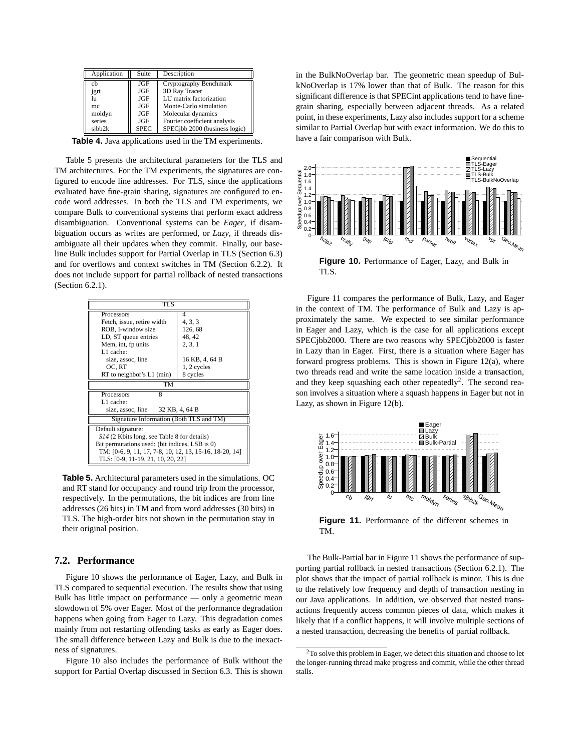| Application | Suite | Description |
|---|---|---|
| cb | JGF | Cryptography Benchmark |
| jgrt | JGF | 3D Ray Tracer |
| lu | JGF | LU matrix factorization |
| mc | JGF | Monte-Carlo simulation |
| moldyn | JGF | Molecular dynamics |
| series | JGF | Fourier coefficient analysis |
| sjbb2k | SPEC | SPECjbb 2000 (business logic) |

**Table 4.** Java applications used in the TM experiments.

Table 5 presents the architectural parameters for the TLS and TM architectures. For the TM experiments, the signatures are configured to encode line addresses. For TLS, since the applications evaluated have fine-grain sharing, signatures are configured to encode word addresses. In both the TLS and TM experiments, we compare Bulk to conventional systems that perform exact address disambiguation. Conventional systems can be *Eager*, if disambiguation occurs as writes are performed, or *Lazy*, if threads disambiguate all their updates when they commit. Finally, our baseline Bulk includes support for Partial Overlap in TLS (Section 6.3) and for overflows and context switches in TM (Section 6.2.2). It does not include support for partial rollback of nested transactions (Section 6.2.1).

| TLS | |
|---|---|
| Processors | 4 |
| Fetch, issue, retire width | 4, 3, 3 |
| ROB, I-window size | 126, 68 |
| LD, ST queue entries | 48, 42 |
| Mem, int, fp units | 2, 3, 1 |
| L1 cache: | |
| size, assoc, line | 16 KB, 4, 64 B |
| OC, RT | 1, 2 cycles |
| RT to neighbor's L1 (min) | 8 cycles |
| **TM** | |
| Processors | 8 |
| L1 cache: | |
| size, assoc, line | 32 KB, 4, 64 B |
| **Signature Information (Both TLS and TM)** | |
| Default signature: | |
| *S14* (2 Kbits long, see Table 8 for details) | |
| Bit permutations used: (bit indices, LSB is 0) | |
| TM: [0-6, 9, 11, 17, 7-8, 10, 12, 13, 15-16, 18-20, 14] | |
| TLS: [0-9, 11-19, 21, 10, 20, 22] | |

**Table 5.** Architectural parameters used in the simulations. OC and RT stand for occupancy and round trip from the processor, respectively. In the permutations, the bit indices are from line addresses (26 bits) in TM and from word addresses (30 bits) in TLS. The high-order bits not shown in the permutation stay in their original position.

## 7.2. Performance

Figure 10 shows the performance of Eager, Lazy, and Bulk in TLS compared to sequential execution. The results show that using Bulk has little impact on performance — only a geometric mean slowdown of 5% over Eager. Most of the performance degradation happens when going from Eager to Lazy. This degradation comes mainly from not restarting offending tasks as early as Eager does. The small difference between Lazy and Bulk is due to the inexactness of signatures.

Figure 10 also includes the performance of Bulk without the support for Partial Overlap discussed in Section 6.3. This is shown in the BulkNoOverlap bar. The geometric mean speedup of BulkNoOverlap is 17% lower than that of Bulk. The reason for this significant difference is that SPECint applications tend to have fine-grain sharing, especially between adjacent threads. As a related point, in these experiments, Lazy also includes support for a scheme similar to Partial Overlap but with exact information. We do this to have a fair comparison with Bulk.

**Figure 10.** Performance of Eager, Lazy, and Bulk in TLS.

Figure 11 compares the performance of Bulk, Lazy, and Eager in the context of TM. The performance of Bulk and Lazy is approximately the same. We expected to see similar performance in Eager and Lazy, which is the case for all applications except SPECjbb2000. There are two reasons why SPECjbb2000 is faster in Lazy than in Eager. First, there is a situation where Eager has forward progress problems. This is shown in Figure 12(a), where two threads read and write the same location inside a transaction, and they keep squashing each other repeatedly[2]. The second reason involves a situation where a squash happens in Eager but not in Lazy, as shown in Figure 12(b).

**Figure 11.** Performance of the different schemes in TM.

The Bulk-Partial bar in Figure 11 shows the performance of supporting partial rollback in nested transactions (Section 6.2.1). The plot shows that the impact of partial rollback is minor. This is due to the relatively low frequency and depth of transaction nesting in our Java applications. In addition, we observed that nested transactions frequently access common pieces of data, which makes it likely that if a conflict happens, it will involve multiple sections of a nested transaction, decreasing the benefits of partial rollback.

[2] To solve this problem in Eager, we detect this situation and choose to let the longer-running thread make progress and commit, while the other thread stalls.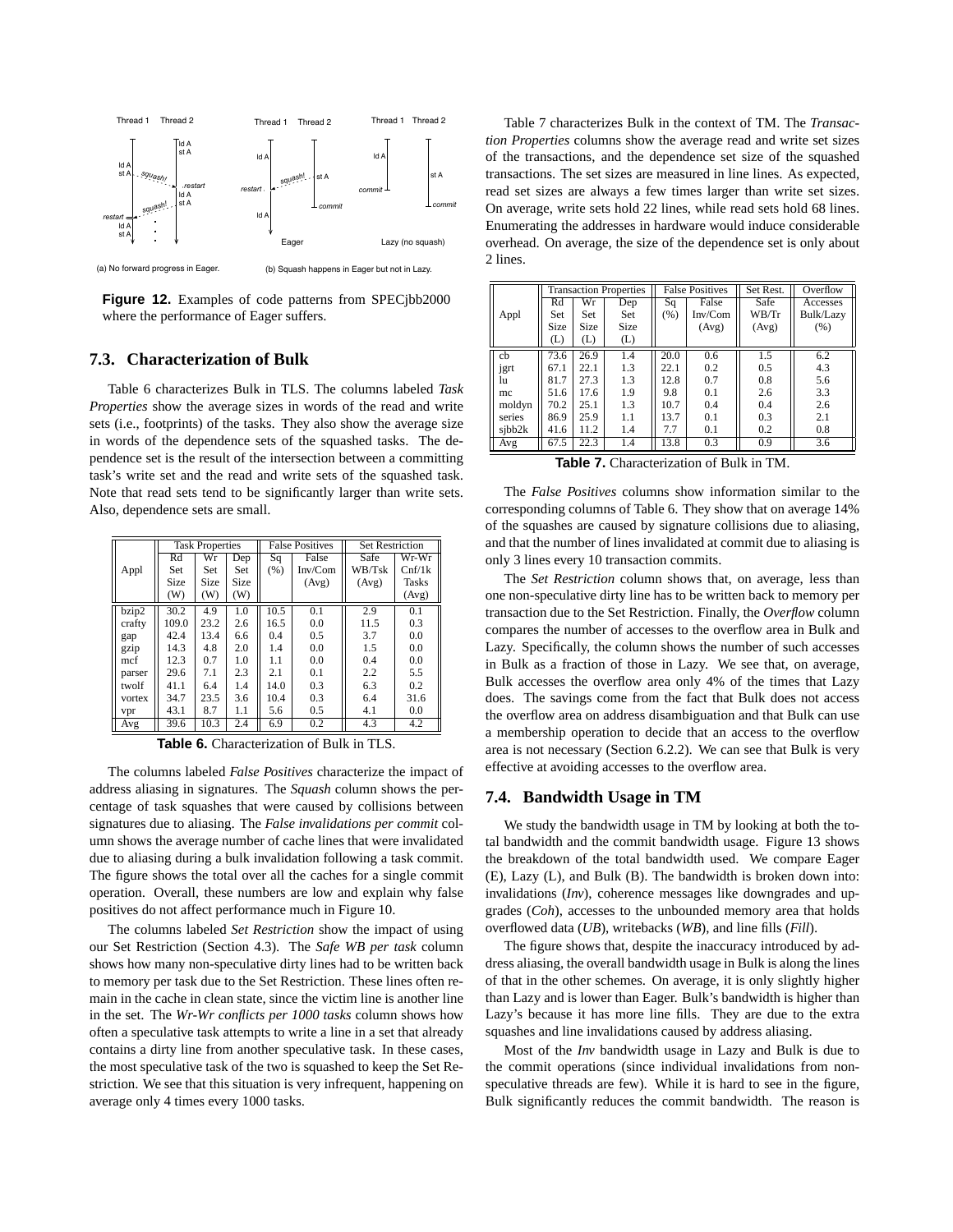**Figure 12.** Examples of code patterns from SPECjbb2000 where the performance of Eager suffers.

(a) No forward progress in Eager. (b) Squash happens in Eager but not in Lazy.

### 7.3. Characterization of Bulk

Table 6 characterizes Bulk in TLS. The columns labeled *Task Properties* show the average sizes in words of the read and write sets (i.e., footprints) of the tasks. They also show the average size in words of the dependence sets of the squashed tasks. The dependence set is the result of the intersection between a committing task's write set and the read and write sets of the squashed task. Note that read sets tend to be significantly larger than write sets. Also, dependence sets are small.

| Appl | Task Properties | | | False Positives | | Set Restriction | |
|---|---|---|---|---|---|---|---|
| | Rd Set Size (W) | Wr Set Size (W) | Dep Size (W) | Sq (%) | False Inv/Com (Avg) | Safe WB/Tsk (Avg) | Wr-Wr Cnf/1k Tasks (Avg) |
| bzip2 | 30.2 | 4.9 | 1.0 | 10.5 | 0.1 | 2.9 | 0.1 |
| crafty | 109.0 | 23.2 | 2.6 | 16.5 | 0.0 | 11.5 | 0.3 |
| gap | 42.4 | 13.4 | 6.6 | 0.4 | 0.5 | 3.7 | 0.0 |
| gzip | 14.3 | 4.8 | 2.0 | 1.4 | 0.0 | 1.5 | 0.0 |
| mcf | 12.3 | 0.7 | 1.0 | 1.1 | 0.0 | 0.4 | 0.0 |
| parser | 29.6 | 7.1 | 2.3 | 2.1 | 0.1 | 2.2 | 5.5 |
| twolf | 41.1 | 6.4 | 1.4 | 14.0 | 0.3 | 6.3 | 0.2 |
| vortex | 34.7 | 23.5 | 3.6 | 10.4 | 0.3 | 6.4 | 31.6 |
| vpr | 43.1 | 8.7 | 1.1 | 5.6 | 0.5 | 4.1 | 0.0 |
| Avg | 39.6 | 10.3 | 2.4 | 6.9 | 0.2 | 4.3 | 4.2 |

**Table 6.** Characterization of Bulk in TLS.

The columns labeled *False Positives* characterize the impact of address aliasing in signatures. The *Squash* column shows the percentage of task squashes that were caused by collisions between signatures due to aliasing. The *False invalidations per commit* column shows the average number of cache lines that were invalidated due to aliasing during a bulk invalidation following a task commit. The figure shows the total over all the caches for a single commit operation. Overall, these numbers are low and explain why false positives do not affect performance much in Figure 10.

The columns labeled *Set Restriction* show the impact of using our Set Restriction (Section 4.3). The *Safe WB per task* column shows how many non-speculative dirty lines had to be written back to memory per task due to the Set Restriction. These lines often remain in the cache in clean state, since the victim line is another line in the set. The *Wr-Wr conflicts per 1000 tasks* column shows how often a speculative task attempts to write a line in a set that already contains a dirty line from another speculative task. In these cases, the most speculative task of the two is squashed to keep the Set Restriction. We see that this situation is very infrequent, happening on average only 4 times every 1000 tasks.

Table 7 characterizes Bulk in the context of TM. The *Transaction Properties* columns show the average read and write set sizes of the transactions, and the dependence set size of the squashed transactions. The set sizes are measured in line lines. As expected, read set sizes are always a few times larger than write set sizes. On average, write sets hold 22 lines, while read sets hold 68 lines. Enumerating the addresses in hardware would induce considerable overhead. On average, the size of the dependence set is only about 2 lines.

| Appl | Transaction Properties | | | False Positives | | Set Rest. | Overflow |
|---|---|---|---|---|---|---|---|
| | Rd Set Size (L) | Wr Set Size (L) | Dep Set Size (L) | Sq (%) | False Inv/Com (Avg) | Safe WB/Tr (Avg) | Accesses Bulk/Lazy (%) |
| cb | 73.6 | 26.9 | 1.4 | 20.0 | 0.6 | 1.5 | 6.2 |
| jgrt | 67.1 | 22.1 | 1.3 | 22.1 | 0.2 | 0.5 | 4.3 |
| lu | 81.7 | 27.3 | 1.3 | 12.8 | 0.7 | 0.8 | 5.6 |
| mc | 51.6 | 17.6 | 1.9 | 9.8 | 0.1 | 2.6 | 3.3 |
| moldyn | 70.2 | 25.1 | 1.3 | 10.7 | 0.4 | 0.4 | 2.6 |
| series | 86.9 | 25.9 | 1.1 | 13.7 | 0.1 | 0.3 | 2.1 |
| sjbb2k | 41.6 | 11.2 | 1.4 | 7.7 | 0.1 | 0.2 | 0.8 |
| Avg | 67.5 | 22.3 | 1.4 | 13.8 | 0.3 | 0.9 | 3.6 |

**Table 7.** Characterization of Bulk in TM.

The *False Positives* columns show information similar to the corresponding columns of Table 6. They show that on average 14% of the squashes are caused by signature collisions due to aliasing, and that the number of lines invalidated at commit due to aliasing is only 3 lines every 10 transaction commits.

The *Set Restriction* column shows that, on average, less than one non-speculative dirty line has to be written back to memory per transaction due to the Set Restriction. Finally, the *Overflow* column compares the number of accesses to the overflow area in Bulk and Lazy. Specifically, the column shows the number of such accesses in Bulk as a fraction of those in Lazy. We see that, on average, Bulk accesses the overflow area only 4% of the times that Lazy does. The savings come from the fact that Bulk does not access the overflow area on address disambiguation and that Bulk can use a membership operation to decide that an access to the overflow area is not necessary (Section 6.2.2). We can see that Bulk is very effective at avoiding accesses to the overflow area.

### 7.4. Bandwidth Usage in TM

We study the bandwidth usage in TM by looking at both the total bandwidth and the commit bandwidth usage. Figure 13 shows the breakdown of the total bandwidth used. We compare Eager (E), Lazy (L), and Bulk (B). The bandwidth is broken down into: invalidations (*Inv*), coherence messages like downgrades and upgrades (*Coh*), accesses to the unbounded memory area that holds overflowed data (*UB*), writebacks (*WB*), and line fills (*Fill*).

The figure shows that, despite the inaccuracy introduced by address aliasing, the overall bandwidth usage in Bulk is along the lines of that in the other schemes. On average, it is only slightly higher than Lazy and is lower than Eager. Bulk's bandwidth is higher than Lazy's because it has more line fills. They are due to the extra squashes and line invalidations caused by address aliasing.

Most of the *Inv* bandwidth usage in Lazy and Bulk is due to the commit operations (since individual invalidations from non-speculative threads are few). While it is hard to see in the figure, Bulk significantly reduces the commit bandwidth. The reason is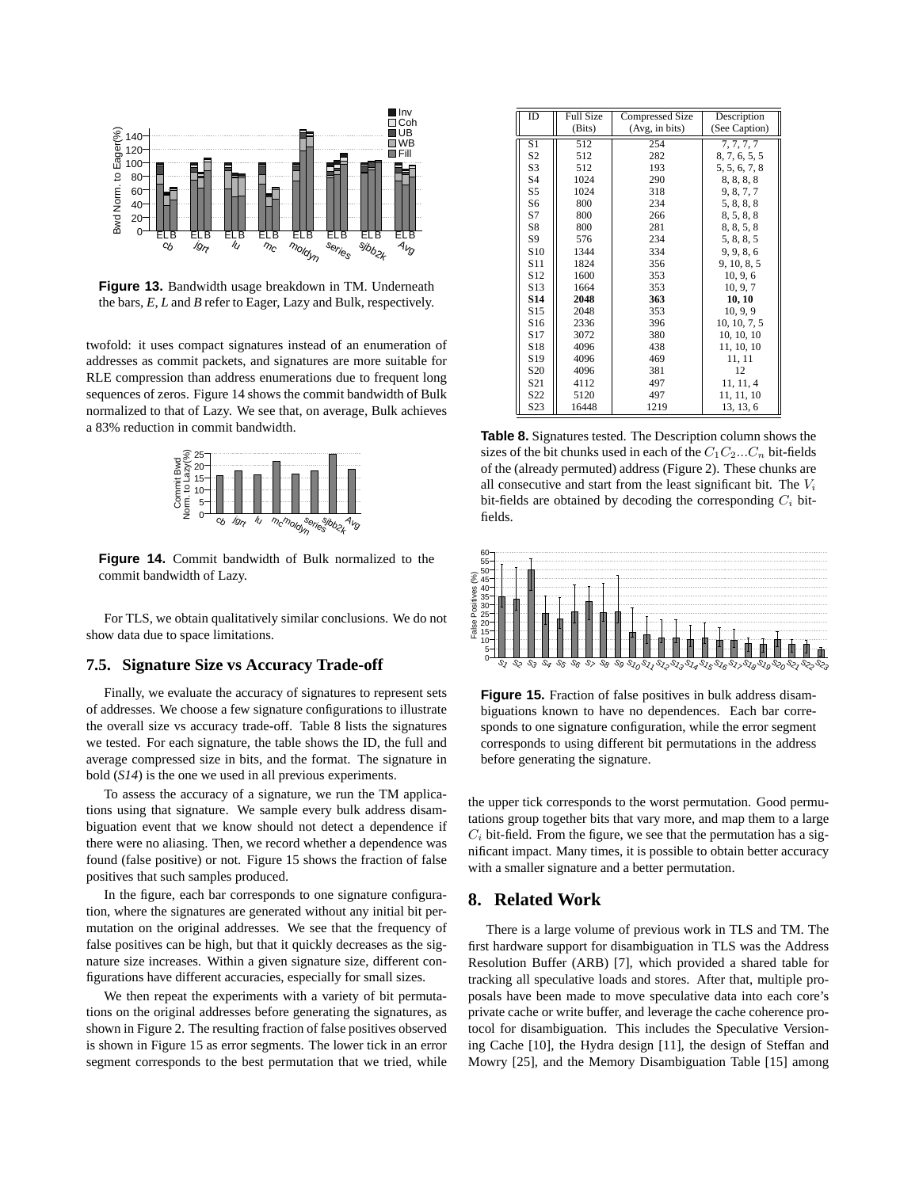**Figure 13.** Bandwidth usage breakdown in TM. Underneath the bars, *E*, *L* and *B* refer to Eager, Lazy and Bulk, respectively.

twofold: it uses compact signatures instead of an enumeration of addresses as commit packets, and signatures are more suitable for RLE compression than address enumerations due to frequent long sequences of zeros. Figure 14 shows the commit bandwidth of Bulk normalized to that of Lazy. We see that, on average, Bulk achieves a 83% reduction in commit bandwidth.

**Figure 14.** Commit bandwidth of Bulk normalized to the commit bandwidth of Lazy.

For TLS, we obtain qualitatively similar conclusions. We do not show data due to space limitations.

## 7.5. Signature Size vs Accuracy Trade-off

Finally, we evaluate the accuracy of signatures to represent sets of addresses. We choose a few signature configurations to illustrate the overall size vs accuracy trade-off. Table 8 lists the signatures we tested. For each signature, the table shows the ID, the full and average compressed size in bits, and the format. The signature in bold (*S14*) is the one we used in all previous experiments.

To assess the accuracy of a signature, we run the TM applications using that signature. We sample every bulk address disambiguation event that we know should not detect a dependence if there were no aliasing. Then, we record whether a dependence was found (false positive) or not. Figure 15 shows the fraction of false positives that such samples produced.

In the figure, each bar corresponds to one signature configuration, where the signatures are generated without any initial bit permutation on the original addresses. We see that the frequency of false positives can be high, but that it quickly decreases as the signature size increases. Within a given signature size, different configurations have different accuracies, especially for small sizes.

We then repeat the experiments with a variety of bit permutations on the original addresses before generating the signatures, as shown in Figure 2. The resulting fraction of false positives observed is shown in Figure 15 as error segments. The lower tick in an error segment corresponds to the best permutation that we tried, while

| ID | Full Size (Bits) | Compressed Size (Avg, in bits) | Description (See Caption) |
|---|---|---|---|
| S1 | 512 | 254 | 7, 7, 7, 7 |
| S2 | 512 | 282 | 8, 7, 6, 5, 5 |
| S3 | 512 | 193 | 5, 5, 6, 7, 8 |
| S4 | 1024 | 290 | 8, 8, 8, 8 |
| S5 | 1024 | 318 | 9, 8, 7, 7 |
| S6 | 800 | 234 | 5, 8, 8, 8 |
| S7 | 800 | 266 | 8, 5, 8, 8 |
| S8 | 800 | 281 | 8, 8, 5, 8 |
| S9 | 576 | 234 | 5, 8, 8, 5 |
| S10 | 1344 | 334 | 9, 9, 8, 6 |
| S11 | 1824 | 356 | 9, 10, 8, 5 |
| S12 | 1600 | 353 | 10, 9, 6 |
| S13 | 1664 | 353 | 10, 9, 7 |
| **S14** | **2048** | **363** | **10, 10** |
| S15 | 2048 | 353 | 10, 9, 9 |
| S16 | 2336 | 396 | 10, 10, 7, 5 |
| S17 | 3072 | 380 | 10, 10, 10 |
| S18 | 4096 | 438 | 11, 10, 10 |
| S19 | 4096 | 469 | 11, 11 |
| S20 | 4096 | 381 | 12 |
| S21 | 4112 | 497 | 11, 11, 4 |
| S22 | 5120 | 497 | 11, 11, 10 |
| S23 | 16448 | 1219 | 13, 13, 6 |

**Table 8.** Signatures tested. The Description column shows the sizes of the bit chunks used in each of the $C_1C_2...C_n$ bit-fields of the (already permuted) address (Figure 2). These chunks are all consecutive and start from the least significant bit. The $V_i$ bit-fields are obtained by decoding the corresponding $C_i$ bit-fields.

**Figure 15.** Fraction of false positives in bulk address disambiguations known to have no dependences. Each bar corresponds to one signature configuration, while the error segment corresponds to using different bit permutations in the address before generating the signature.

the upper tick corresponds to the worst permutation. Good permutations group together bits that vary more, and map them to a large $C_i$ bit-field. From the figure, we see that the permutation has a significant impact. Many times, it is possible to obtain better accuracy with a smaller signature and a better permutation.

# 8. Related Work

There is a large volume of previous work in TLS and TM. The first hardware support for disambiguation in TLS was the Address Resolution Buffer (ARB) [7], which provided a shared table for tracking all speculative loads and stores. After that, multiple proposals have been made to move speculative data into each core's private cache or write buffer, and leverage the cache coherence protocol for disambiguation. This includes the Speculative Versioning Cache [10], the Hydra design [11], the design of Steffan and Mowry [25], and the Memory Disambiguation Table [15] among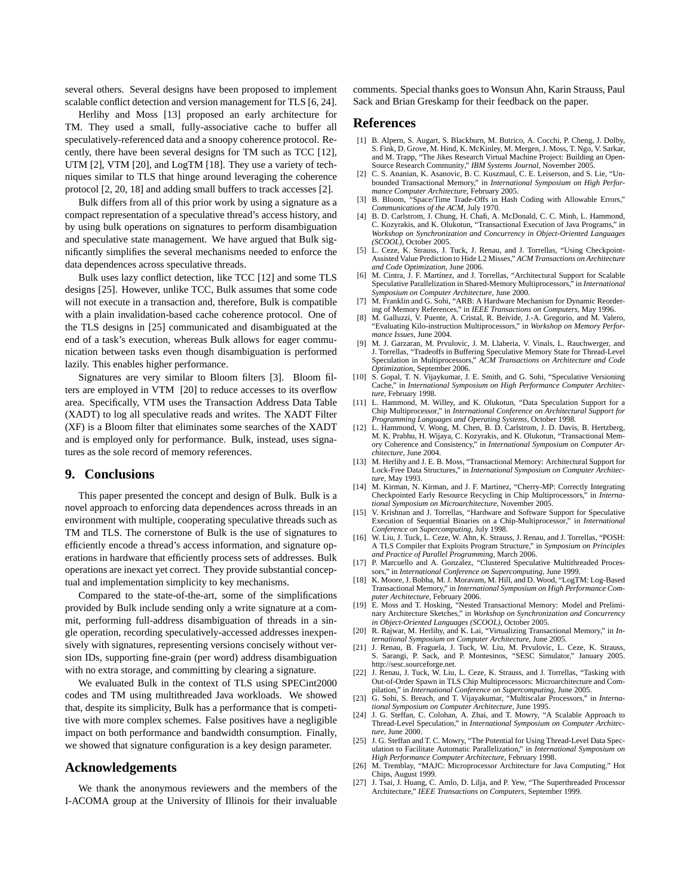several others. Several designs have been proposed to implement scalable conflict detection and version management for TLS [6, 24].

Herlihy and Moss [13] proposed an early architecture for TM. They used a small, fully-associative cache to buffer all speculatively-referenced data and a snoopy coherence protocol. Recently, there have been several designs for TM such as TCC [12], UTM [2], VTM [20], and LogTM [18]. They use a variety of techniques similar to TLS that hinge around leveraging the coherence protocol [2, 20, 18] and adding small buffers to track accesses [2].

Bulk differs from all of this prior work by using a signature as a compact representation of a speculative thread's access history, and by using bulk operations on signatures to perform disambiguation and speculative state management. We have argued that Bulk significantly simplifies the several mechanisms needed to enforce the data dependences across speculative threads.

Bulk uses lazy conflict detection, like TCC [12] and some TLS designs [25]. However, unlike TCC, Bulk assumes that some code will not execute in a transaction and, therefore, Bulk is compatible with a plain invalidation-based cache coherence protocol. One of the TLS designs in [25] communicated and disambiguated at the end of a task's execution, whereas Bulk allows for eager communication between tasks even though disambiguation is performed lazily. This enables higher performance.

Signatures are very similar to Bloom filters [3]. Bloom filters are employed in VTM [20] to reduce accesses to its overflow area. Specifically, VTM uses the Transaction Address Data Table (XADT) to log all speculative reads and writes. The XADT Filter (XF) is a Bloom filter that eliminates some searches of the XADT and is employed only for performance. Bulk, instead, uses signatures as the sole record of memory references.

## 9. Conclusions

This paper presented the concept and design of Bulk. Bulk is a novel approach to enforcing data dependences across threads in an environment with multiple, cooperating speculative threads such as TM and TLS. The cornerstone of Bulk is the use of signatures to efficiently encode a thread's access information, and signature operations in hardware that efficiently process sets of addresses. Bulk operations are inexact yet correct. They provide substantial conceptual and implementation simplicity to key mechanisms.

Compared to the state-of-the-art, some of the simplifications provided by Bulk include sending only a write signature at a commit, performing full-address disambiguation of threads in a single operation, recording speculatively-accessed addresses inexpensively with signatures, representing versions concisely without version IDs, supporting fine-grain (per word) address disambiguation with no extra storage, and committing by clearing a signature.

We evaluated Bulk in the context of TLS using SPECint2000 codes and TM using multithreaded Java workloads. We showed that, despite its simplicity, Bulk has a performance that is competitive with more complex schemes. False positives have a negligible impact on both performance and bandwidth consumption. Finally, we showed that signature configuration is a key design parameter.

## Acknowledgements

We thank the anonymous reviewers and the members of the I-ACOMA group at the University of Illinois for their invaluable comments. Special thanks goes to Wonsun Ahn, Karin Strauss, Paul Sack and Brian Greskamp for their feedback on the paper.

## References

[1] B. Alpern, S. Augart, S. Blackburn, M. Butrico, A. Cocchi, P. Cheng, J. Dolby, S. Fink, D. Grove, M. Hind, K. McKinley, M. Mergen, J. Moss, T. Ngo, V. Sarkar, and M. Trapp, "The Jikes Research Virtual Machine Project: Building an Open-Source Research Community," *IBM Systems Journal*, November 2005.

[2] C. S. Ananian, K. Asanovic, B. C. Kuszmaul, C. E. Leiserson, and S. Lie, "Unbounded Transactional Memory," in *International Symposium on High Performance Computer Architecture*, February 2005.

[3] B. Bloom, "Space/Time Trade-Offs in Hash Coding with Allowable Errors," *Communications of the ACM*, July 1970.

[4] B. D. Carlstrom, J. Chung, H. Chafi, A. McDonald, C. C. Minh, L. Hammond, C. Kozyrakis, and K. Olukotun, "Transactional Execution of Java Programs," in *Workshop on Synchronization and Concurrency in Object-Oriented Languages (SCOOL)*, October 2005.

[5] L. Ceze, K. Strauss, J. Tuck, J. Renau, and J. Torrellas, "Using Checkpoint-Assisted Value Prediction to Hide L2 Misses," *ACM Transactions on Architecture and Code Optimization*, June 2006.

[6] M. Cintra, J. F. Martínez, and J. Torrellas, "Architectural Support for Scalable Speculative Parallelization in Shared-Memory Multiprocessors," in *International Symposium on Computer Architecture*, June 2000.

[7] M. Franklin and G. Sohi, "ARB: A Hardware Mechanism for Dynamic Reordering of Memory References," in *IEEE Transactions on Computers*, May 1996.

[8] M. Galluzzi, V. Puente, A. Cristal, R. Beivide, J.-A. Gregorio, and M. Valero, "Evaluating Kilo-instruction Multiprocessors," in *Workshop on Memory Performance Issues*, June 2004.

[9] M. J. Garzaran, M. Prvulovic, J. M. Llaberia, V. Vinals, L. Rauchwerger, and J. Torrellas, "Tradeoffs in Buffering Speculative Memory State for Thread-Level Speculation in Multiprocessors," *ACM Transactions on Architecture and Code Optimization*, September 2006.

[10] S. Gopal, T. N. Vijaykumar, J. E. Smith, and G. Sohi, "Speculative Versioning Cache," in *International Symposium on High Performance Computer Architecture*, February 1998.

[11] L. Hammond, M. Willey, and K. Olukotun, "Data Speculation Support for a Chip Multiprocessor," in *International Conference on Architectural Support for Programming Languages and Operating Systems*, October 1998.

[12] L. Hammond, V. Wong, M. Chen, B. D. Carlstrom, J. D. Davis, B. Hertzberg, M. K. Prabhu, H. Wijaya, C. Kozyrakis, and K. Olukotun, "Transactional Memory Coherence and Consistency," in *International Symposium on Computer Architecture*, June 2004.

[13] M. Herlihy and J. E. B. Moss, "Transactional Memory: Architectural Support for Lock-Free Data Structures," in *International Symposium on Computer Architecture*, May 1993.

[14] M. Kirman, N. Kirman, and J. F. Martinez, "Cherry-MP: Correctly Integrating Checkpointed Early Resource Recycling in Chip Multiprocessors," in *International Symposium on Microarchitecture*, November 2005.

[15] V. Krishnan and J. Torrellas, "Hardware and Software Support for Speculative Execution of Sequential Binaries on a Chip-Multiprocessor," in *International Conference on Supercomputing*, July 1998.

[16] W. Liu, J. Tuck, L. Ceze, W. Ahn, K. Strauss, J. Renau, and J. Torrellas, "POSH: A TLS Compiler that Exploits Program Structure," in *Symposium on Principles and Practice of Parallel Programming*, March 2006.

[17] P. Marcuello and A. Gonzalez, "Clustered Speculative Multithreaded Processors," in *International Conference on Supercomputing*, June 1999.

[18] K. Moore, J. Bobba, M. J. Moravam, M. Hill, and D. Wood, "LogTM: Log-Based Transactional Memory," in *International Symposium on High Performance Computer Architecture*, February 2006.

[19] E. Moss and T. Hosking, "Nested Transactional Memory: Model and Preliminary Architecture Sketches," in *Workshop on Synchronization and Concurrency in Object-Oriented Languages (SCOOL)*, October 2005.

[20] R. Rajwar, M. Herlihy, and K. Lai, "Virtualizing Transactional Memory," in *International Symposium on Computer Architecture*, June 2005.

[21] J. Renau, B. Fraguela, J. Tuck, W. Liu, M. Prvulovic, L. Ceze, K. Strauss, S. Sarangi, P. Sack, and P. Montesinos, "SESC Simulator," January 2005. http://sesc.sourceforge.net.

[22] J. Renau, J. Tuck, W. Liu, L. Ceze, K. Strauss, and J. Torrellas, "Tasking with Out-of-Order Spawn in TLS Chip Multiprocessors: Microarchitecture and Compilation," in *International Conference on Supercomputing*, June 2005.

[23] G. Sohi, S. Breach, and T. Vijayakumar, "Multiscalar Processors," in *International Symposium on Computer Architecture*, June 1995.

[24] J. G. Steffan, C. Colohan, A. Zhai, and T. Mowry, "A Scalable Approach to Thread-Level Speculation," in *International Symposium on Computer Architecture*, June 2000.

[25] J. G. Steffan and T. C. Mowry, "The Potential for Using Thread-Level Data Speculation to Facilitate Automatic Parallelization," in *International Symposium on High Performance Computer Architecture*, February 1998.

[26] M. Tremblay, "MAJC: Microprocessor Architecture for Java Computing." Hot Chips, August 1999.

[27] J. Tsai, J. Huang, C. Amlo, D. Lilja, and P. Yew, "The Superthreaded Processor Architecture," *IEEE Transactions on Computers*, September 1999.